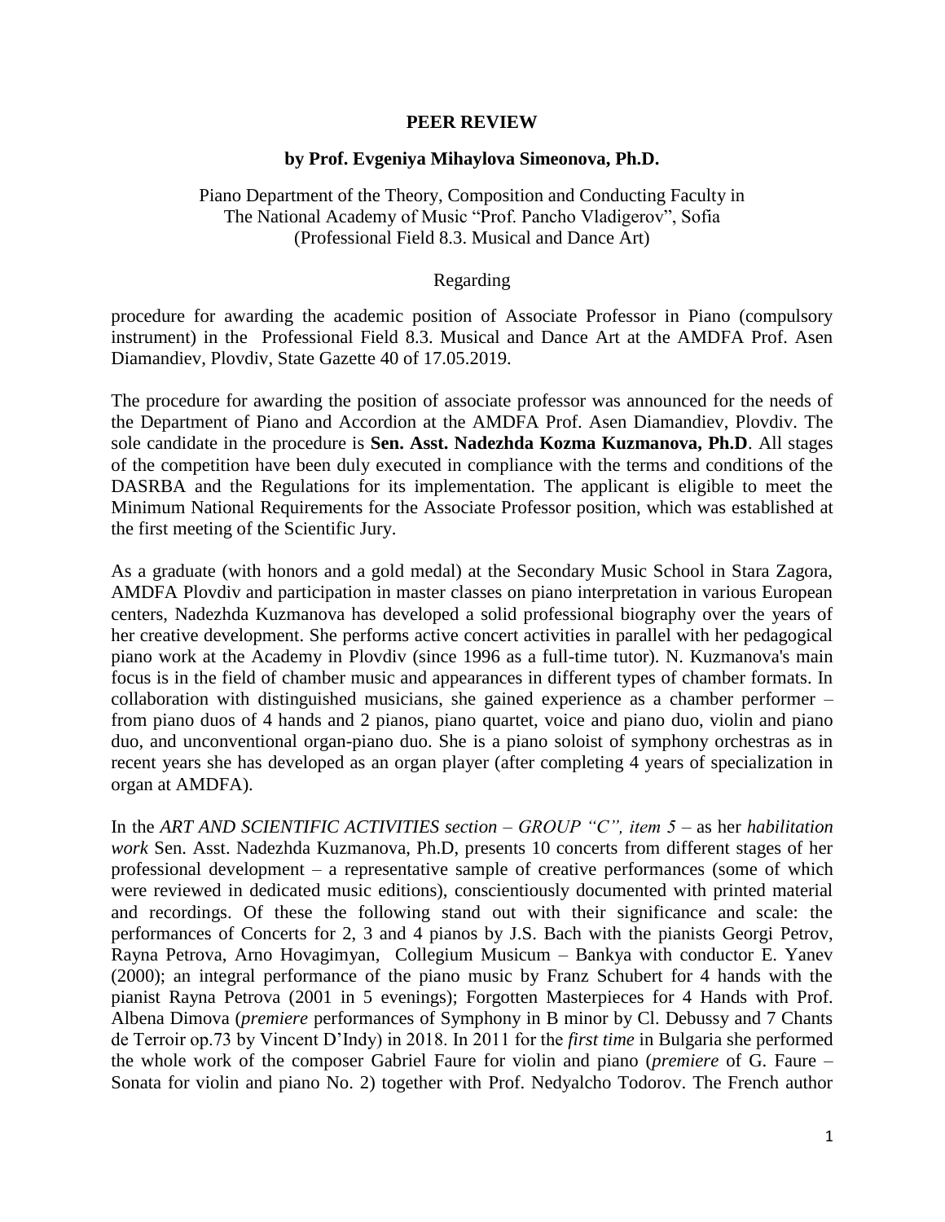**PEER REVIEW**

**by Prof. Evgeniya Mihaylova Simeonova, Ph.D.**

Piano Department of the Theory, Composition and Conducting Faculty in
The National Academy of Music "Prof. Pancho Vladigerov", Sofia
(Professional Field 8.3. Musical and Dance Art)

Regarding

procedure for awarding the academic position of Associate Professor in Piano (compulsory instrument) in the Professional Field 8.3. Musical and Dance Art at the AMDFA Prof. Asen Diamandiev, Plovdiv, State Gazette 40 of 17.05.2019.

The procedure for awarding the position of associate professor was announced for the needs of the Department of Piano and Accordion at the AMDFA Prof. Asen Diamandiev, Plovdiv. The sole candidate in the procedure is **Sen. Asst. Nadezhda Kozma Kuzmanova, Ph.D**. All stages of the competition have been duly executed in compliance with the terms and conditions of the DASRBA and the Regulations for its implementation. The applicant is eligible to meet the Minimum National Requirements for the Associate Professor position, which was established at the first meeting of the Scientific Jury.

As a graduate (with honors and a gold medal) at the Secondary Music School in Stara Zagora, AMDFA Plovdiv and participation in master classes on piano interpretation in various European centers, Nadezhda Kuzmanova has developed a solid professional biography over the years of her creative development. She performs active concert activities in parallel with her pedagogical piano work at the Academy in Plovdiv (since 1996 as a full-time tutor). N. Kuzmanova's main focus is in the field of chamber music and appearances in different types of chamber formats. In collaboration with distinguished musicians, she gained experience as a chamber performer – from piano duos of 4 hands and 2 pianos, piano quartet, voice and piano duo, violin and piano duo, and unconventional organ-piano duo. She is a piano soloist of symphony orchestras as in recent years she has developed as an organ player (after completing 4 years of specialization in organ at AMDFA).

In the *ART AND SCIENTIFIC ACTIVITIES section – GROUP "C", item 5* – as her *habilitation work* Sen. Asst. Nadezhda Kuzmanova, Ph.D, presents 10 concerts from different stages of her professional development – a representative sample of creative performances (some of which were reviewed in dedicated music editions), conscientiously documented with printed material and recordings. Of these the following stand out with their significance and scale: the performances of Concerts for 2, 3 and 4 pianos by J.S. Bach with the pianists Georgi Petrov, Rayna Petrova, Arno Hovagimyan, Collegium Musicum – Bankya with conductor E. Yanev (2000); an integral performance of the piano music by Franz Schubert for 4 hands with the pianist Rayna Petrova (2001 in 5 evenings); Forgotten Masterpieces for 4 Hands with Prof. Albena Dimova (*premiere* performances of Symphony in B minor by Cl. Debussy and 7 Chants de Terroir op.73 by Vincent D'Indy) in 2018. In 2011 for the *first time* in Bulgaria she performed the whole work of the composer Gabriel Faure for violin and piano (*premiere* of G. Faure – Sonata for violin and piano No. 2) together with Prof. Nedyalcho Todorov. The French author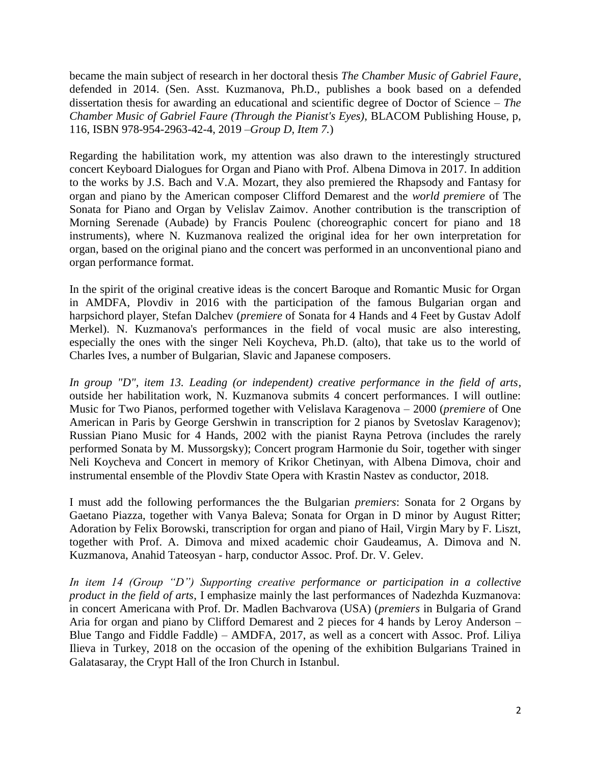became the main subject of research in her doctoral thesis *The Chamber Music of Gabriel Faure*, defended in 2014. (Sen. Asst. Kuzmanova, Ph.D., publishes a book based on a defended dissertation thesis for awarding an educational and scientific degree of Doctor of Science – *The Chamber Music of Gabriel Faure (Through the Pianist's Eyes)*, BLACOM Publishing House, p, 116, ISBN 978-954-2963-42-4, 2019 –*Group D, Item 7.*)

Regarding the habilitation work, my attention was also drawn to the interestingly structured concert Keyboard Dialogues for Organ and Piano with Prof. Albena Dimova in 2017. In addition to the works by J.S. Bach and V.A. Mozart, they also premiered the Rhapsody and Fantasy for organ and piano by the American composer Clifford Demarest and the *world premiere* of The Sonata for Piano and Organ by Velislav Zaimov. Another contribution is the transcription of Morning Serenade (Aubade) by Francis Poulenc (choreographic concert for piano and 18 instruments), where N. Kuzmanova realized the original idea for her own interpretation for organ, based on the original piano and the concert was performed in an unconventional piano and organ performance format.

In the spirit of the original creative ideas is the concert Baroque and Romantic Music for Organ in AMDFA, Plovdiv in 2016 with the participation of the famous Bulgarian organ and harpsichord player, Stefan Dalchev (*premiere* of Sonata for 4 Hands and 4 Feet by Gustav Adolf Merkel). N. Kuzmanova's performances in the field of vocal music are also interesting, especially the ones with the singer Neli Koycheva, Ph.D. (alto), that take us to the world of Charles Ives, a number of Bulgarian, Slavic and Japanese composers.

*In group "D", item 13. Leading (or independent) creative performance in the field of arts*, outside her habilitation work, N. Kuzmanova submits 4 concert performances. I will outline: Music for Two Pianos, performed together with Velislava Karagenova – 2000 (*premiere* of One American in Paris by George Gershwin in transcription for 2 pianos by Svetoslav Karagenov); Russian Piano Music for 4 Hands, 2002 with the pianist Rayna Petrova (includes the rarely performed Sonata by M. Mussorgsky); Concert program Harmonie du Soir, together with singer Neli Koycheva and Concert in memory of Krikor Chetinyan, with Albena Dimova, choir and instrumental ensemble of the Plovdiv State Opera with Krastin Nastev as conductor, 2018.

I must add the following performances the the Bulgarian *premiers*: Sonata for 2 Organs by Gaetano Piazza, together with Vanya Baleva; Sonata for Organ in D minor by August Ritter; Adoration by Felix Borowski, transcription for organ and piano of Hail, Virgin Mary by F. Liszt, together with Prof. A. Dimova and mixed academic choir Gaudeamus, A. Dimova and N. Kuzmanova, Anahid Tateosyan - harp, conductor Assoc. Prof. Dr. V. Gelev.

*In item 14 (Group "D") Supporting creative performance or participation in a collective product in the field of arts*, I emphasize mainly the last performances of Nadezhda Kuzmanova: in concert Americana with Prof. Dr. Madlen Bachvarova (USA) (*premiers* in Bulgaria of Grand Aria for organ and piano by Clifford Demarest and 2 pieces for 4 hands by Leroy Anderson – Blue Tango and Fiddle Faddle) – AMDFA, 2017, as well as a concert with Assoc. Prof. Liliya Ilieva in Turkey, 2018 on the occasion of the opening of the exhibition Bulgarians Trained in Galatasaray, the Crypt Hall of the Iron Church in Istanbul.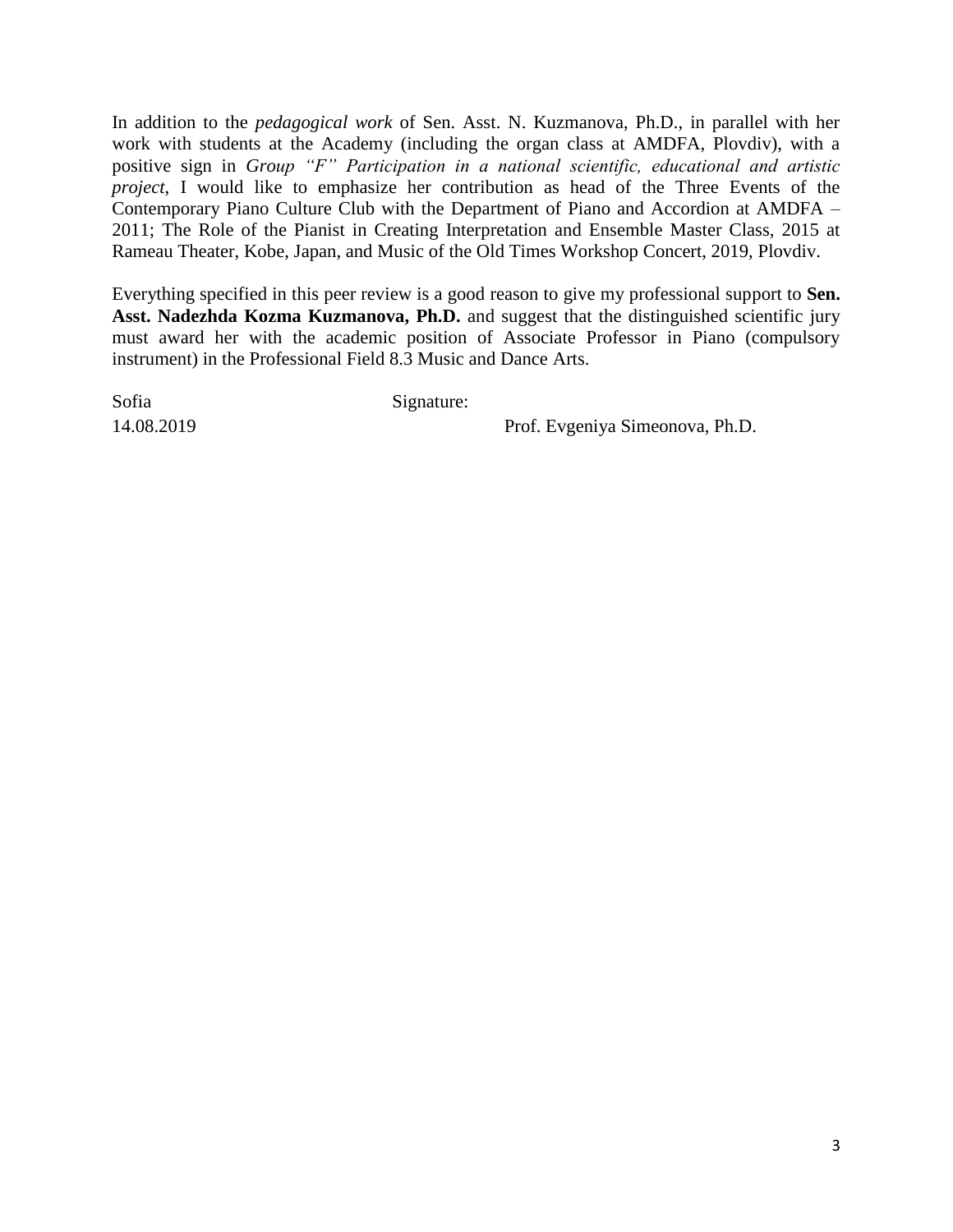In addition to the *pedagogical work* of Sen. Asst. N. Kuzmanova, Ph.D., in parallel with her work with students at the Academy (including the organ class at AMDFA, Plovdiv), with a positive sign in *Group "F" Participation in a national scientific, educational and artistic project*, I would like to emphasize her contribution as head of the Three Events of the Contemporary Piano Culture Club with the Department of Piano and Accordion at AMDFA – 2011; The Role of the Pianist in Creating Interpretation and Ensemble Master Class, 2015 at Rameau Theater, Kobe, Japan, and Music of the Old Times Workshop Concert, 2019, Plovdiv.

Everything specified in this peer review is a good reason to give my professional support to **Sen. Asst. Nadezhda Kozma Kuzmanova, Ph.D.** and suggest that the distinguished scientific jury must award her with the academic position of Associate Professor in Piano (compulsory instrument) in the Professional Field 8.3 Music and Dance Arts.

Sofia Signature:

14.08.2019 Prof. Evgeniya Simeonova, Ph.D.